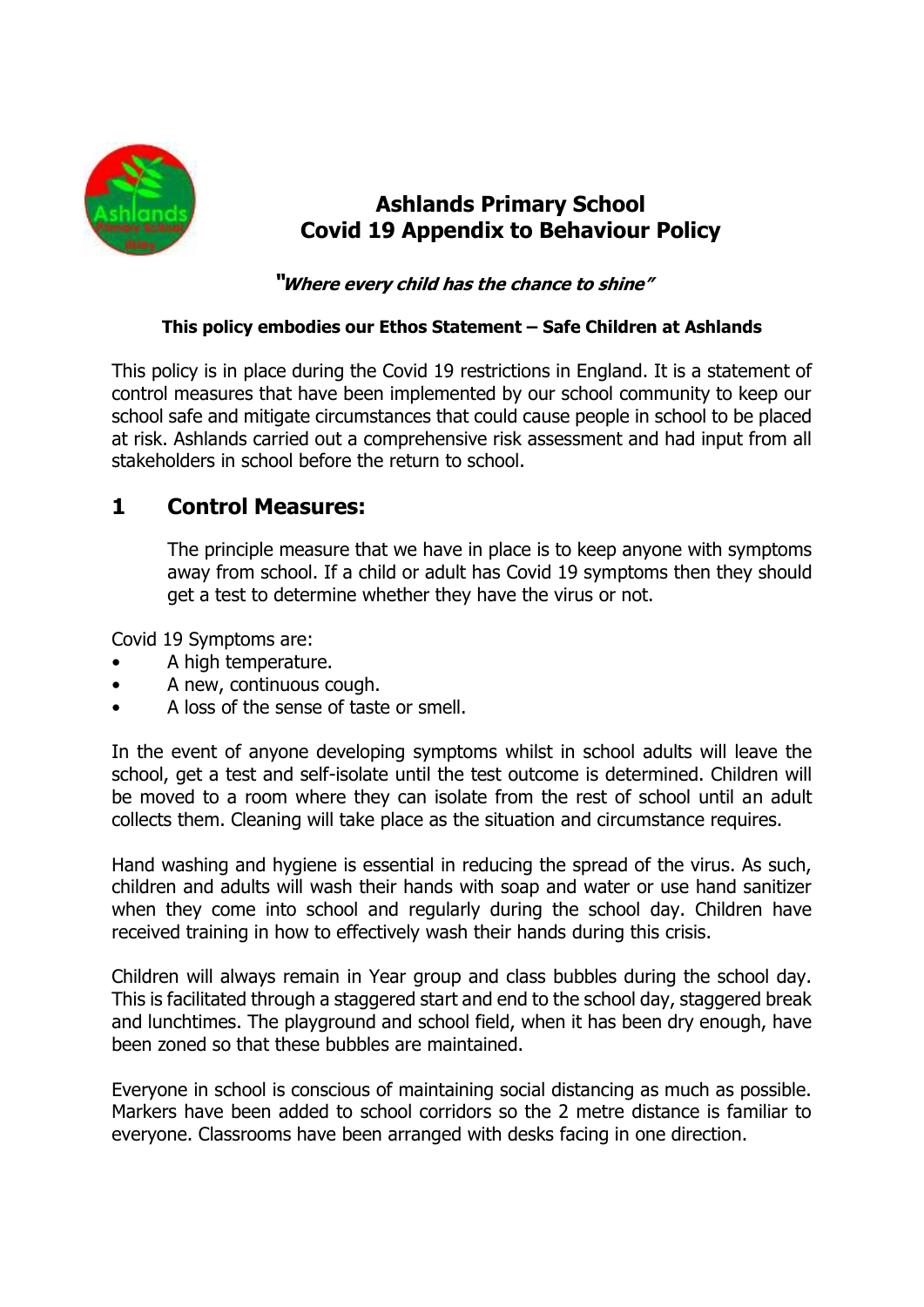# Ashlands Primary School
# Covid 19 Appendix to Behaviour Policy

***"Where every child has the chance to shine"***

**This policy embodies our Ethos Statement – Safe Children at Ashlands**

This policy is in place during the Covid 19 restrictions in England. It is a statement of control measures that have been implemented by our school community to keep our school safe and mitigate circumstances that could cause people in school to be placed at risk. Ashlands carried out a comprehensive risk assessment and had input from all stakeholders in school before the return to school.

## 1 Control Measures:

The principle measure that we have in place is to keep anyone with symptoms away from school. If a child or adult has Covid 19 symptoms then they should get a test to determine whether they have the virus or not.

Covid 19 Symptoms are:

- A high temperature.
- A new, continuous cough.
- A loss of the sense of taste or smell.

In the event of anyone developing symptoms whilst in school adults will leave the school, get a test and self-isolate until the test outcome is determined. Children will be moved to a room where they can isolate from the rest of school until an adult collects them. Cleaning will take place as the situation and circumstance requires.

Hand washing and hygiene is essential in reducing the spread of the virus. As such, children and adults will wash their hands with soap and water or use hand sanitizer when they come into school and regularly during the school day. Children have received training in how to effectively wash their hands during this crisis.

Children will always remain in Year group and class bubbles during the school day. This is facilitated through a staggered start and end to the school day, staggered break and lunchtimes. The playground and school field, when it has been dry enough, have been zoned so that these bubbles are maintained.

Everyone in school is conscious of maintaining social distancing as much as possible. Markers have been added to school corridors so the 2 metre distance is familiar to everyone. Classrooms have been arranged with desks facing in one direction.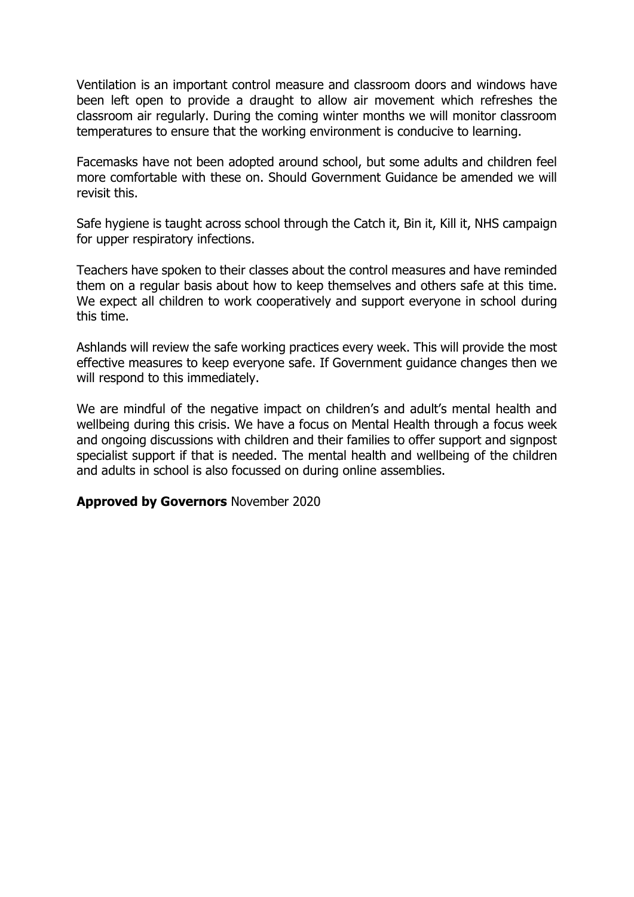Ventilation is an important control measure and classroom doors and windows have been left open to provide a draught to allow air movement which refreshes the classroom air regularly. During the coming winter months we will monitor classroom temperatures to ensure that the working environment is conducive to learning.

Facemasks have not been adopted around school, but some adults and children feel more comfortable with these on. Should Government Guidance be amended we will revisit this.

Safe hygiene is taught across school through the Catch it, Bin it, Kill it, NHS campaign for upper respiratory infections.

Teachers have spoken to their classes about the control measures and have reminded them on a regular basis about how to keep themselves and others safe at this time. We expect all children to work cooperatively and support everyone in school during this time.

Ashlands will review the safe working practices every week. This will provide the most effective measures to keep everyone safe. If Government guidance changes then we will respond to this immediately.

We are mindful of the negative impact on children's and adult's mental health and wellbeing during this crisis. We have a focus on Mental Health through a focus week and ongoing discussions with children and their families to offer support and signpost specialist support if that is needed. The mental health and wellbeing of the children and adults in school is also focussed on during online assemblies.

**Approved by Governors** November 2020